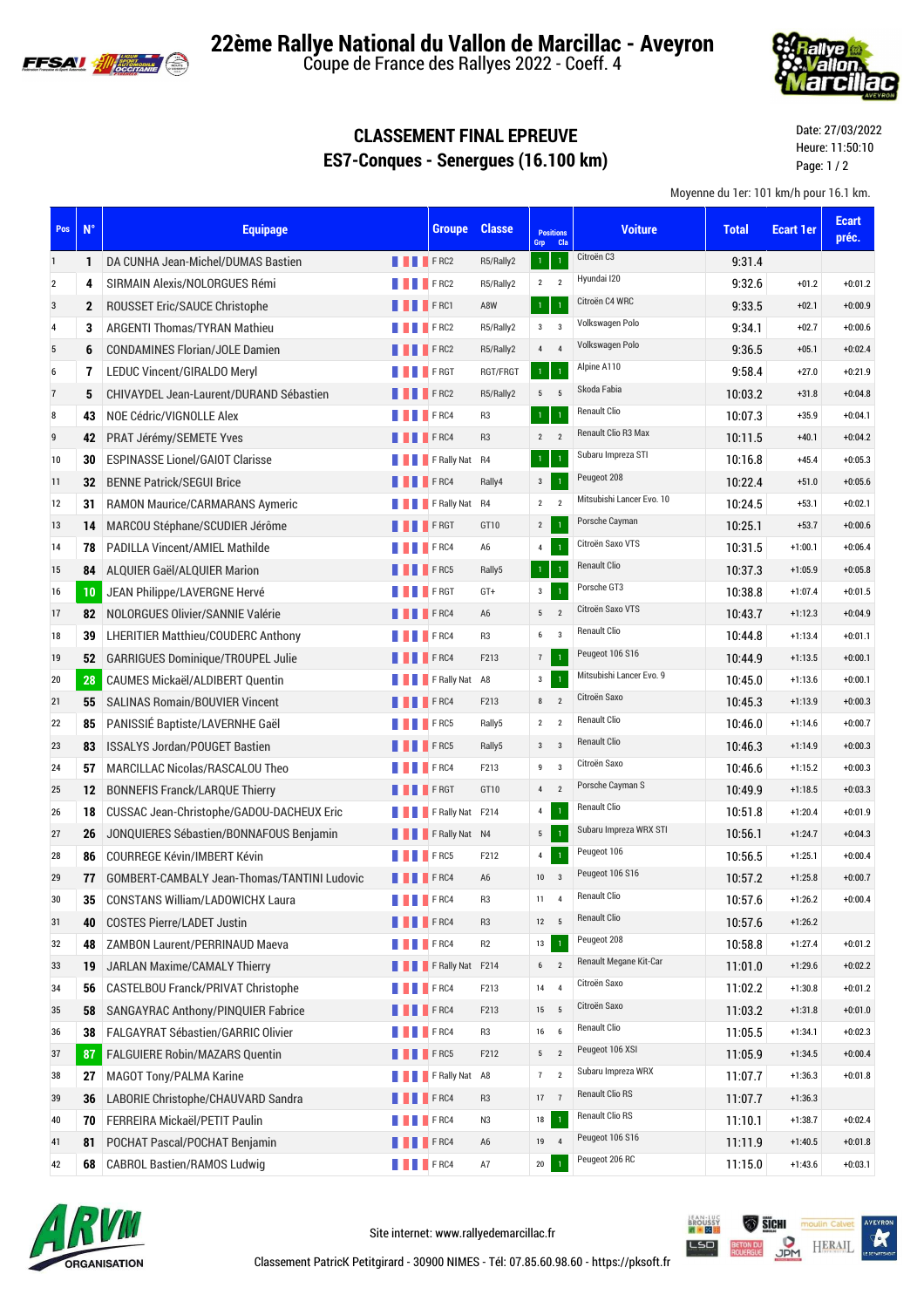# 22ème Rallye National du Vallon de Marcillac - Aveyron

Coupe de France des Rallyes 2022 - Coeff. 4

## CLASSEMENT FINAL EPREUVE
## ES7-Conques - Senergues (16.100 km)

Date: 27/03/2022
Heure: 11:50:10
Page: 1 / 2

Moyenne du 1er: 101 km/h pour 16.1 km.

| Pos | N° | Equipage | Groupe | Classe | Positions Grp | Positions Cla | Voiture | Total | Ecart 1er | Ecart préc. |
|---|---|---|---|---|---|---|---|---|---|---|
| 1 | 1 | DA CUNHA Jean-Michel/DUMAS Bastien | F RC2 | R5/Rally2 | 1 | 1 | Citroën C3 | 9:31.4 | | |
| 2 | 4 | SIRMAIN Alexis/NOLORGUES Rémi | F RC2 | R5/Rally2 | 2 | 2 | Hyundai I20 | 9:32.6 | +01.2 | +0:01.2 |
| 3 | 2 | ROUSSET Eric/SAUCE Christophe | F RC1 | A8W | 1 | 1 | Citroën C4 WRC | 9:33.5 | +02.1 | +0:00.9 |
| 4 | 3 | ARGENTI Thomas/TYRAN Mathieu | F RC2 | R5/Rally2 | 3 | 3 | Volkswagen Polo | 9:34.1 | +02.7 | +0:00.6 |
| 5 | 6 | CONDAMINES Florian/JOLE Damien | F RC2 | R5/Rally2 | 4 | 4 | Volkswagen Polo | 9:36.5 | +05.1 | +0:02.4 |
| 6 | 7 | LEDUC Vincent/GIRALDO Meryl | F RGT | RGT/FRGT | 1 | 1 | Alpine A110 | 9:58.4 | +27.0 | +0:21.9 |
| 7 | 5 | CHIVAYDEL Jean-Laurent/DURAND Sébastien | F RC2 | R5/Rally2 | 5 | 5 | Skoda Fabia | 10:03.2 | +31.8 | +0:04.8 |
| 8 | 43 | NOE Cédric/VIGNOLLE Alex | F RC4 | R3 | 1 | 1 | Renault Clio | 10:07.3 | +35.9 | +0:04.1 |
| 9 | 42 | PRAT Jérémy/SEMETE Yves | F RC4 | R3 | 2 | 2 | Renault Clio R3 Max | 10:11.5 | +40.1 | +0:04.2 |
| 10 | 30 | ESPINASSE Lionel/GAIOT Clarisse | F Rally Nat | R4 | 1 | 1 | Subaru Impreza STI | 10:16.8 | +45.4 | +0:05.3 |
| 11 | 32 | BENNE Patrick/SEGUI Brice | F RC4 | Rally4 | 3 | 1 | Peugeot 208 | 10:22.4 | +51.0 | +0:05.6 |
| 12 | 31 | RAMON Maurice/CARMARANS Aymeric | F Rally Nat | R4 | 2 | 2 | Mitsubishi Lancer Evo. 10 | 10:24.5 | +53.1 | +0:02.1 |
| 13 | 14 | MARCOU Stéphane/SCUDIER Jérôme | F RGT | GT10 | 2 | 1 | Porsche Cayman | 10:25.1 | +53.7 | +0:00.6 |
| 14 | 78 | PADILLA Vincent/AMIEL Mathilde | F RC4 | A6 | 4 | 1 | Citroën Saxo VTS | 10:31.5 | +1:00.1 | +0:06.4 |
| 15 | 84 | ALQUIER Gaël/ALQUIER Marion | F RC5 | Rally5 | 1 | 1 | Renault Clio | 10:37.3 | +1:05.9 | +0:05.8 |
| 16 | 10 | JEAN Philippe/LAVERGNE Hervé | F RGT | GT+ | 3 | 1 | Porsche GT3 | 10:38.8 | +1:07.4 | +0:01.5 |
| 17 | 82 | NOLORGUES Olivier/SANNIE Valérie | F RC4 | A6 | 5 | 2 | Citroën Saxo VTS | 10:43.7 | +1:12.3 | +0:04.9 |
| 18 | 39 | LHERITIER Matthieu/COUDERC Anthony | F RC4 | R3 | 6 | 3 | Renault Clio | 10:44.8 | +1:13.4 | +0:01.1 |
| 19 | 52 | GARRIGUES Dominique/TROUPEL Julie | F RC4 | F213 | 7 | 1 | Peugeot 106 S16 | 10:44.9 | +1:13.5 | +0:00.1 |
| 20 | 28 | CAUMES Mickaël/ALDIBERT Quentin | F Rally Nat | A8 | 3 | 1 | Mitsubishi Lancer Evo. 9 | 10:45.0 | +1:13.6 | +0:00.1 |
| 21 | 55 | SALINAS Romain/BOUVIER Vincent | F RC4 | F213 | 8 | 2 | Citroën Saxo | 10:45.3 | +1:13.9 | +0:00.3 |
| 22 | 85 | PANISSIÉ Baptiste/LAVERNHE Gaël | F RC5 | Rally5 | 2 | 2 | Renault Clio | 10:46.0 | +1:14.6 | +0:00.7 |
| 23 | 83 | ISSALYS Jordan/POUGET Bastien | F RC5 | Rally5 | 3 | 3 | Renault Clio | 10:46.3 | +1:14.9 | +0:00.3 |
| 24 | 57 | MARCILLAC Nicolas/RASCALOU Theo | F RC4 | F213 | 9 | 3 | Citroën Saxo | 10:46.6 | +1:15.2 | +0:00.3 |
| 25 | 12 | BONNEFIS Franck/LARQUE Thierry | F RGT | GT10 | 4 | 2 | Porsche Cayman S | 10:49.9 | +1:18.5 | +0:03.3 |
| 26 | 18 | CUSSAC Jean-Christophe/GADOU-DACHEUX Eric | F Rally Nat | F214 | 4 | 1 | Renault Clio | 10:51.8 | +1:20.4 | +0:01.9 |
| 27 | 26 | JONQUIERES Sébastien/BONNAFOUS Benjamin | F Rally Nat | N4 | 5 | 1 | Subaru Impreza WRX STI | 10:56.1 | +1:24.7 | +0:04.3 |
| 28 | 86 | COURREGE Kévin/IMBERT Kévin | F RC5 | F212 | 4 | 1 | Peugeot 106 | 10:56.5 | +1:25.1 | +0:00.4 |
| 29 | 77 | GOMBERT-CAMBALY Jean-Thomas/TANTINI Ludovic | F RC4 | A6 | 10 | 3 | Peugeot 106 S16 | 10:57.2 | +1:25.8 | +0:00.7 |
| 30 | 35 | CONSTANS William/LADOWICHX Laura | F RC4 | R3 | 11 | 4 | Renault Clio | 10:57.6 | +1:26.2 | +0:00.4 |
| 31 | 40 | COSTES Pierre/LADET Justin | F RC4 | R3 | 12 | 5 | Renault Clio | 10:57.6 | +1:26.2 | |
| 32 | 48 | ZAMBON Laurent/PERRINAUD Maeva | F RC4 | R2 | 13 | 1 | Peugeot 208 | 10:58.8 | +1:27.4 | +0:01.2 |
| 33 | 19 | JARLAN Maxime/CAMALY Thierry | F Rally Nat | F214 | 6 | 2 | Renault Megane Kit-Car | 11:01.0 | +1:29.6 | +0:02.2 |
| 34 | 56 | CASTELBOU Franck/PRIVAT Christophe | F RC4 | F213 | 14 | 4 | Citroën Saxo | 11:02.2 | +1:30.8 | +0:01.2 |
| 35 | 58 | SANGAYRAC Anthony/PINQUIER Fabrice | F RC4 | F213 | 15 | 5 | Citroën Saxo | 11:03.2 | +1:31.8 | +0:01.0 |
| 36 | 38 | FALGAYRAT Sébastien/GARRIC Olivier | F RC4 | R3 | 16 | 6 | Renault Clio | 11:05.5 | +1:34.1 | +0:02.3 |
| 37 | 87 | FALGUIERE Robin/MAZARS Quentin | F RC5 | F212 | 5 | 2 | Peugeot 106 XSI | 11:05.9 | +1:34.5 | +0:00.4 |
| 38 | 27 | MAGOT Tony/PALMA Karine | F Rally Nat | A8 | 7 | 2 | Subaru Impreza WRX | 11:07.7 | +1:36.3 | +0:01.8 |
| 39 | 36 | LABORIE Christophe/CHAUVARD Sandra | F RC4 | R3 | 17 | 7 | Renault Clio RS | 11:07.7 | +1:36.3 | |
| 40 | 70 | FERREIRA Mickaël/PETIT Paulin | F RC4 | N3 | 18 | 1 | Renault Clio RS | 11:10.1 | +1:38.7 | +0:02.4 |
| 41 | 81 | POCHAT Pascal/POCHAT Benjamin | F RC4 | A6 | 19 | 4 | Peugeot 106 S16 | 11:11.9 | +1:40.5 | +0:01.8 |
| 42 | 68 | CABROL Bastien/RAMOS Ludwig | F RC4 | A7 | 20 | 1 | Peugeot 206 RC | 11:15.0 | +1:43.6 | +0:03.1 |

Site internet: www.rallyedemarcillac.fr

Classement PatricK Petitgirard - 30900 NIMES - Tél: 07.85.60.98.60 - https://pksoft.fr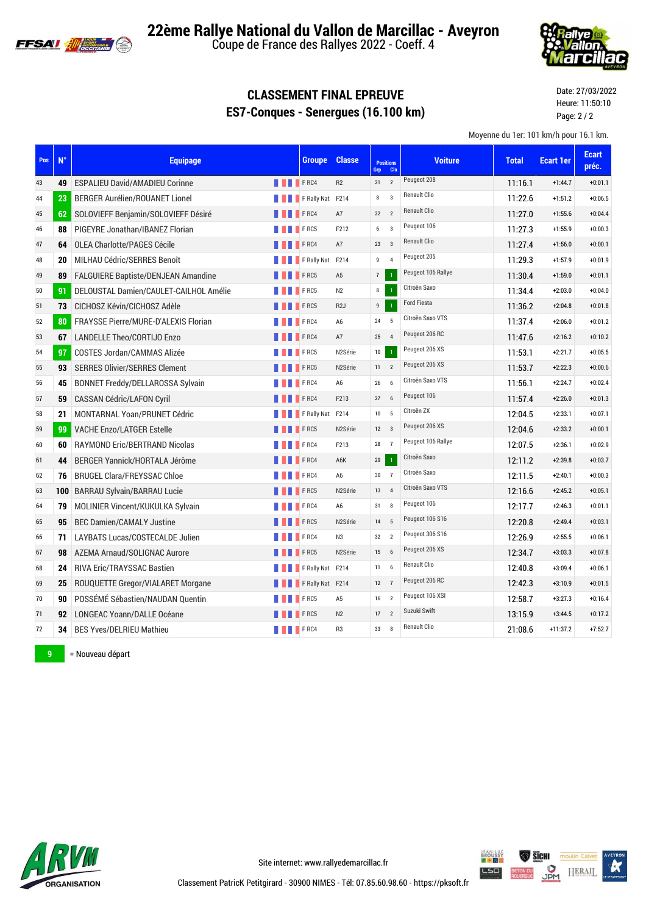# 22ème Rallye National du Vallon de Marcillac - Aveyron

Coupe de France des Rallyes 2022 - Coeff. 4

## CLASSEMENT FINAL EPREUVE
## ES7-Conques - Senergues (16.100 km)

Date: 27/03/2022
Heure: 11:50:10

Moyenne du 1er: 101 km/h pour 16.1 km.

| Pos | N° | Equipage | Groupe | Classe | Positions Grp | Positions Cla | Voiture | Total | Ecart 1er | Ecart préc. |
|---|---|---|---|---|---|---|---|---|---|---|
| 43 | 49 | ESPALIEU David/AMADIEU Corinne | F RC4 | R2 | 21 | 2 | Peugeot 208 | 11:16.1 | +1:44.7 | +0:01.1 |
| 44 | 23 | BERGER Aurélien/ROUANET Lionel | F Rally Nat | F214 | 8 | 3 | Renault Clio | 11:22.6 | +1:51.2 | +0:06.5 |
| 45 | 62 | SOLOVIEFF Benjamin/SOLOVIEFF Désiré | F RC4 | A7 | 22 | 2 | Renault Clio | 11:27.0 | +1:55.6 | +0:04.4 |
| 46 | 88 | PIGEYRE Jonathan/IBANEZ Florian | F RC5 | F212 | 6 | 3 | Peugeot 106 | 11:27.3 | +1:55.9 | +0:00.3 |
| 47 | 64 | OLEA Charlotte/PAGES Cécile | F RC4 | A7 | 23 | 3 | Renault Clio | 11:27.4 | +1:56.0 | +0:00.1 |
| 48 | 20 | MILHAU Cédric/SERRES Benoît | F Rally Nat | F214 | 9 | 4 | Peugeot 205 | 11:29.3 | +1:57.9 | +0:01.9 |
| 49 | 89 | FALGUIERE Baptiste/DENJEAN Amandine | F RC5 | A5 | 7 | 1 | Peugeot 106 Rallye | 11:30.4 | +1:59.0 | +0:01.1 |
| 50 | 91 | DELOUSTAL Damien/CAULET-CAILHOL Amélie | F RC5 | N2 | 8 | 1 | Citroën Saxo | 11:34.4 | +2:03.0 | +0:04.0 |
| 51 | 73 | CICHOSZ Kévin/CICHOSZ Adèle | F RC5 | R2J | 9 | 1 | Ford Fiesta | 11:36.2 | +2:04.8 | +0:01.8 |
| 52 | 80 | FRAYSSE Pierre/MURE-D'ALEXIS Florian | F RC4 | A6 | 24 | 5 | Citroën Saxo VTS | 11:37.4 | +2:06.0 | +0:01.2 |
| 53 | 67 | LANDELLE Theo/CORTIJO Enzo | F RC4 | A7 | 25 | 4 | Peugeot 206 RC | 11:47.6 | +2:16.2 | +0:10.2 |
| 54 | 97 | COSTES Jordan/CAMMAS Alizée | F RC5 | N2Série | 10 | 1 | Peugeot 206 XS | 11:53.1 | +2:21.7 | +0:05.5 |
| 55 | 93 | SERRES Olivier/SERRES Clement | F RC5 | N2Série | 11 | 2 | Peugeot 206 XS | 11:53.7 | +2:22.3 | +0:00.6 |
| 56 | 45 | BONNET Freddy/DELLAROSSA Sylvain | F RC4 | A6 | 26 | 6 | Citroën Saxo VTS | 11:56.1 | +2:24.7 | +0:02.4 |
| 57 | 59 | CASSAN Cédric/LAFON Cyril | F RC4 | F213 | 27 | 6 | Peugeot 106 | 11:57.4 | +2:26.0 | +0:01.3 |
| 58 | 21 | MONTARNAL Yoan/PRUNET Cédric | F Rally Nat | F214 | 10 | 5 | Citroën ZX | 12:04.5 | +2:33.1 | +0:07.1 |
| 59 | 99 | VACHE Enzo/LATGER Estelle | F RC5 | N2Série | 12 | 3 | Peugeot 206 XS | 12:04.6 | +2:33.2 | +0:00.1 |
| 60 | 60 | RAYMOND Eric/BERTRAND Nicolas | F RC4 | F213 | 28 | 7 | Peugeot 106 Rallye | 12:07.5 | +2:36.1 | +0:02.9 |
| 61 | 44 | BERGER Yannick/HORTALA Jérôme | F RC4 | A6K | 29 | 1 | Citroën Saxo | 12:11.2 | +2:39.8 | +0:03.7 |
| 62 | 76 | BRUGEL Clara/FREYSSAC Chloe | F RC4 | A6 | 30 | 7 | Citroën Saxo | 12:11.5 | +2:40.1 | +0:00.3 |
| 63 | 100 | BARRAU Sylvain/BARRAU Lucie | F RC5 | N2Série | 13 | 4 | Citroën Saxo VTS | 12:16.6 | +2:45.2 | +0:05.1 |
| 64 | 79 | MOLINIER Vincent/KUKULKA Sylvain | F RC4 | A6 | 31 | 8 | Peugeot 106 | 12:17.7 | +2:46.3 | +0:01.1 |
| 65 | 95 | BEC Damien/CAMALY Justine | F RC5 | N2Série | 14 | 5 | Peugeot 106 S16 | 12:20.8 | +2:49.4 | +0:03.1 |
| 66 | 71 | LAYBATS Lucas/COSTECALDE Julien | F RC4 | N3 | 32 | 2 | Peugeot 306 S16 | 12:26.9 | +2:55.5 | +0:06.1 |
| 67 | 98 | AZEMA Arnaud/SOLIGNAC Aurore | F RC5 | N2Série | 15 | 6 | Peugeot 206 XS | 12:34.7 | +3:03.3 | +0:07.8 |
| 68 | 24 | RIVA Eric/TRAYSSAC Bastien | F Rally Nat | F214 | 11 | 6 | Renault Clio | 12:40.8 | +3:09.4 | +0:06.1 |
| 69 | 25 | ROUQUETTE Gregor/VIALARET Morgane | F Rally Nat | F214 | 12 | 7 | Peugeot 206 RC | 12:42.3 | +3:10.9 | +0:01.5 |
| 70 | 90 | POSSÉMÉ Sébastien/NAUDAN Quentin | F RC5 | A5 | 16 | 2 | Peugeot 106 XSI | 12:58.7 | +3:27.3 | +0:16.4 |
| 71 | 92 | LONGEAC Yoann/DALLE Océane | F RC5 | N2 | 17 | 2 | Suzuki Swift | 13:15.9 | +3:44.5 | +0:17.2 |
| 72 | 34 | BES Yves/DELRIEU Mathieu | F RC4 | R3 | 33 | 8 | Renault Clio | 21:08.6 | +11:37.2 | +7:52.7 |

9 = Nouveau départ

Site internet: www.rallyedemarcillac.fr

Classement PatricK Petitgirard - 30900 NIMES - Tél: 07.85.60.98.60 - https://pksoft.fr